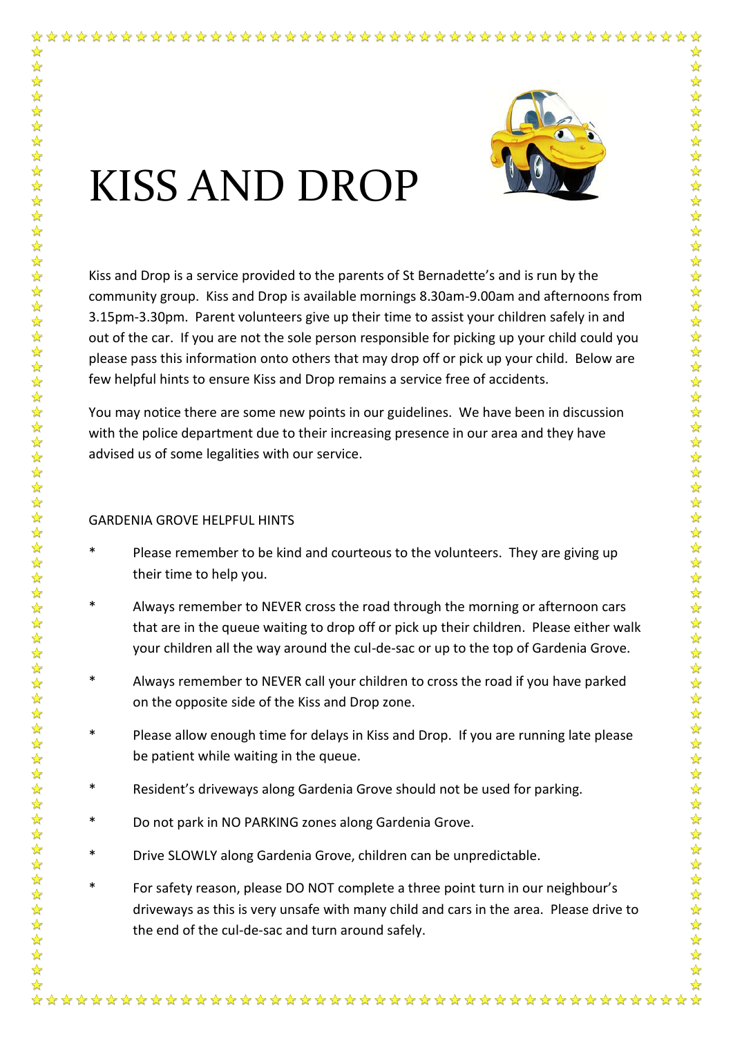# KISS AND DROP

Kiss and Drop is a service provided to the parents of St Bernadette's and is run by the community group. Kiss and Drop is available mornings 8.30am-9.00am and afternoons from 3.15pm-3.30pm. Parent volunteers give up their time to assist your children safely in and out of the car. If you are not the sole person responsible for picking up your child could you please pass this information onto others that may drop off or pick up your child. Below are few helpful hints to ensure Kiss and Drop remains a service free of accidents.

You may notice there are some new points in our guidelines. We have been in discussion with the police department due to their increasing presence in our area and they have advised us of some legalities with our service.

GARDENIA GROVE HELPFUL HINTS

* Please remember to be kind and courteous to the volunteers. They are giving up their time to help you.
* Always remember to NEVER cross the road through the morning or afternoon cars that are in the queue waiting to drop off or pick up their children. Please either walk your children all the way around the cul-de-sac or up to the top of Gardenia Grove.
* Always remember to NEVER call your children to cross the road if you have parked on the opposite side of the Kiss and Drop zone.
* Please allow enough time for delays in Kiss and Drop. If you are running late please be patient while waiting in the queue.
* Resident's driveways along Gardenia Grove should not be used for parking.
* Do not park in NO PARKING zones along Gardenia Grove.
* Drive SLOWLY along Gardenia Grove, children can be unpredictable.
* For safety reason, please DO NOT complete a three point turn in our neighbour's driveways as this is very unsafe with many child and cars in the area. Please drive to the end of the cul-de-sac and turn around safely.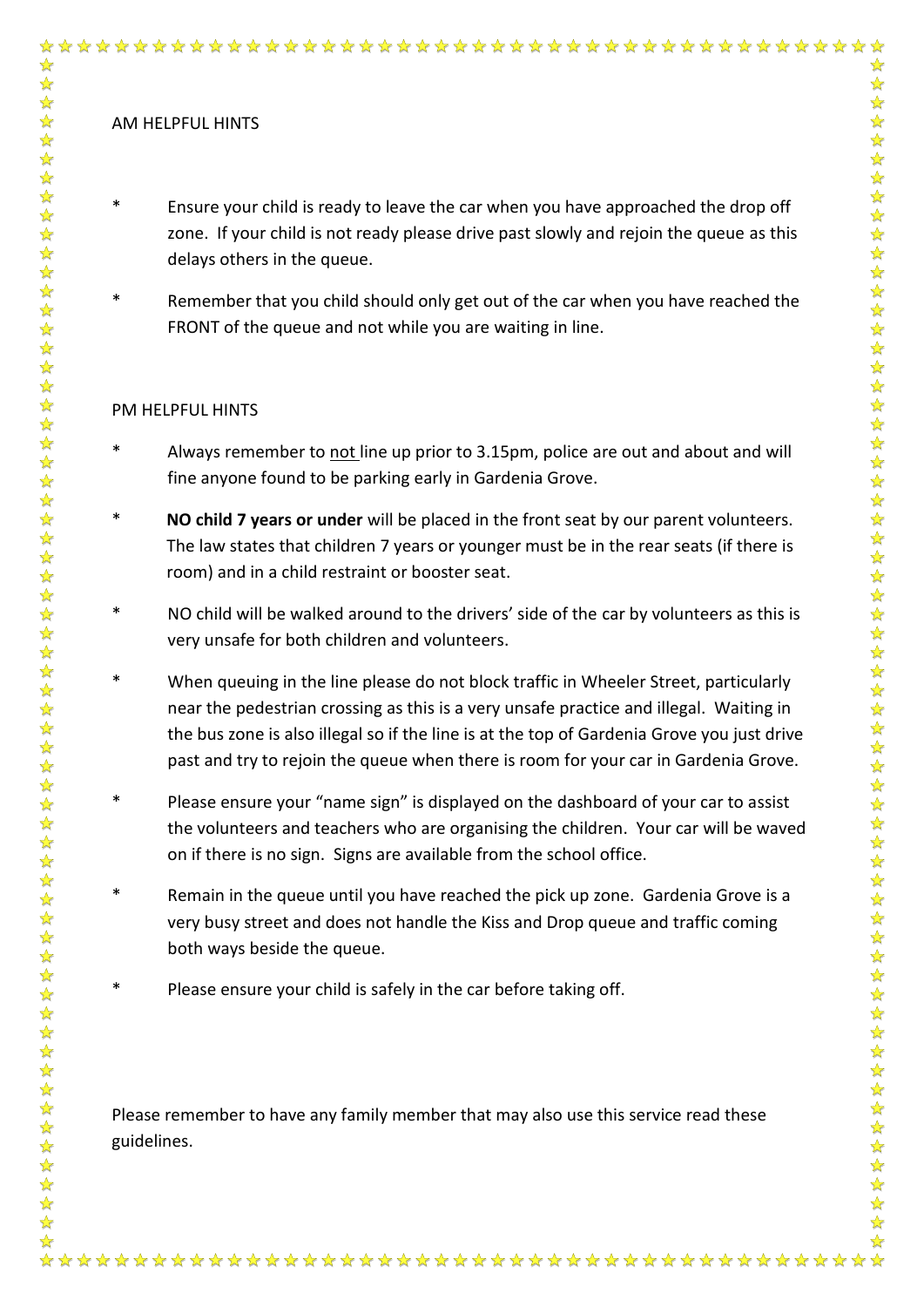AM HELPFUL HINTS

* Ensure your child is ready to leave the car when you have approached the drop off zone. If your child is not ready please drive past slowly and rejoin the queue as this delays others in the queue.
* Remember that you child should only get out of the car when you have reached the FRONT of the queue and not while you are waiting in line.

PM HELPFUL HINTS

* Always remember to not line up prior to 3.15pm, police are out and about and will fine anyone found to be parking early in Gardenia Grove.
* **NO child 7 years or under** will be placed in the front seat by our parent volunteers. The law states that children 7 years or younger must be in the rear seats (if there is room) and in a child restraint or booster seat.
* NO child will be walked around to the drivers' side of the car by volunteers as this is very unsafe for both children and volunteers.
* When queuing in the line please do not block traffic in Wheeler Street, particularly near the pedestrian crossing as this is a very unsafe practice and illegal. Waiting in the bus zone is also illegal so if the line is at the top of Gardenia Grove you just drive past and try to rejoin the queue when there is room for your car in Gardenia Grove.
* Please ensure your "name sign" is displayed on the dashboard of your car to assist the volunteers and teachers who are organising the children. Your car will be waved on if there is no sign. Signs are available from the school office.
* Remain in the queue until you have reached the pick up zone. Gardenia Grove is a very busy street and does not handle the Kiss and Drop queue and traffic coming both ways beside the queue.
* Please ensure your child is safely in the car before taking off.

Please remember to have any family member that may also use this service read these guidelines.